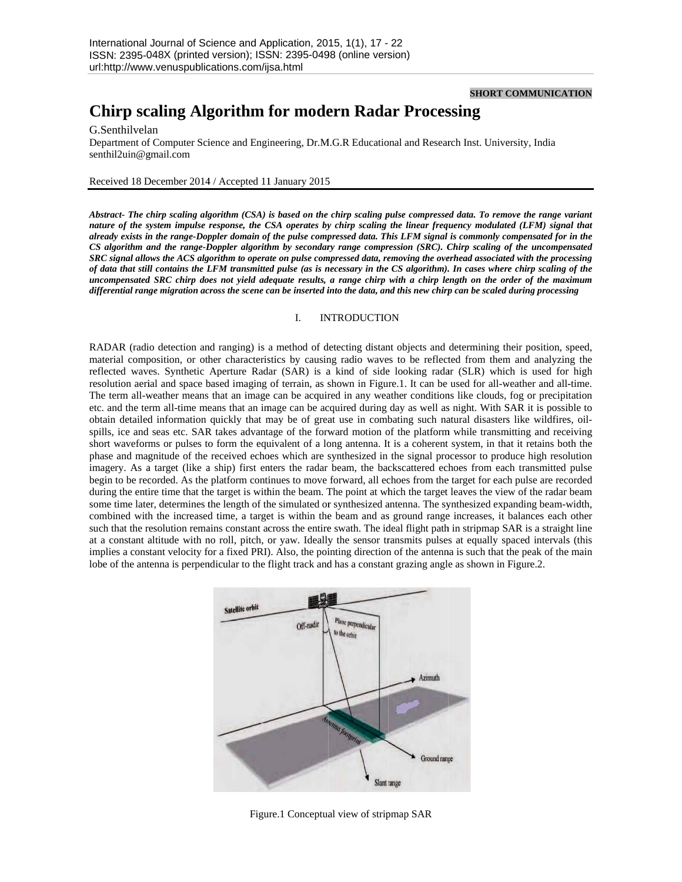SHORT COMMUNICATION

# Chirp scaling Algorithm for modern Radar Processing

G.Senthilvelan

Department of Computer Science and Engineering, Dr.M.G.R Educational and Research Inst. University, India
senthil2uin@gmail.com

Received 18 December 2014 / Accepted 11 January 2015

***Abstract- The chirp scaling algorithm (CSA) is based on the chirp scaling pulse compressed data. To remove the range variant nature of the system impulse response, the CSA operates by chirp scaling the linear frequency modulated (LFM) signal that already exists in the range-Doppler domain of the pulse compressed data. This LFM signal is commonly compensated for in the CS algorithm and the range-Doppler algorithm by secondary range compression (SRC). Chirp scaling of the uncompensated SRC signal allows the ACS algorithm to operate on pulse compressed data, removing the overhead associated with the processing of data that still contains the LFM transmitted pulse (as is necessary in the CS algorithm). In cases where chirp scaling of the uncompensated SRC chirp does not yield adequate results, a range chirp with a chirp length on the order of the maximum differential range migration across the scene can be inserted into the data, and this new chirp can be scaled during processing***

## I. INTRODUCTION

RADAR (radio detection and ranging) is a method of detecting distant objects and determining their position, speed, material composition, or other characteristics by causing radio waves to be reflected from them and analyzing the reflected waves. Synthetic Aperture Radar (SAR) is a kind of side looking radar (SLR) which is used for high resolution aerial and space based imaging of terrain, as shown in Figure.1. It can be used for all-weather and all-time. The term all-weather means that an image can be acquired in any weather conditions like clouds, fog or precipitation etc. and the term all-time means that an image can be acquired during day as well as night. With SAR it is possible to obtain detailed information quickly that may be of great use in combating such natural disasters like wildfires, oil-spills, ice and seas etc. SAR takes advantage of the forward motion of the platform while transmitting and receiving short waveforms or pulses to form the equivalent of a long antenna. It is a coherent system, in that it retains both the phase and magnitude of the received echoes which are synthesized in the signal processor to produce high resolution imagery. As a target (like a ship) first enters the radar beam, the backscattered echoes from each transmitted pulse begin to be recorded. As the platform continues to move forward, all echoes from the target for each pulse are recorded during the entire time that the target is within the beam. The point at which the target leaves the view of the radar beam some time later, determines the length of the simulated or synthesized antenna. The synthesized expanding beam-width, combined with the increased time, a target is within the beam and as ground range increases, it balances each other such that the resolution remains constant across the entire swath. The ideal flight path in stripmap SAR is a straight line at a constant altitude with no roll, pitch, or yaw. Ideally the sensor transmits pulses at equally spaced intervals (this implies a constant velocity for a fixed PRI). Also, the pointing direction of the antenna is such that the peak of the main lobe of the antenna is perpendicular to the flight track and has a constant grazing angle as shown in Figure.2.

Figure.1 Conceptual view of stripmap SAR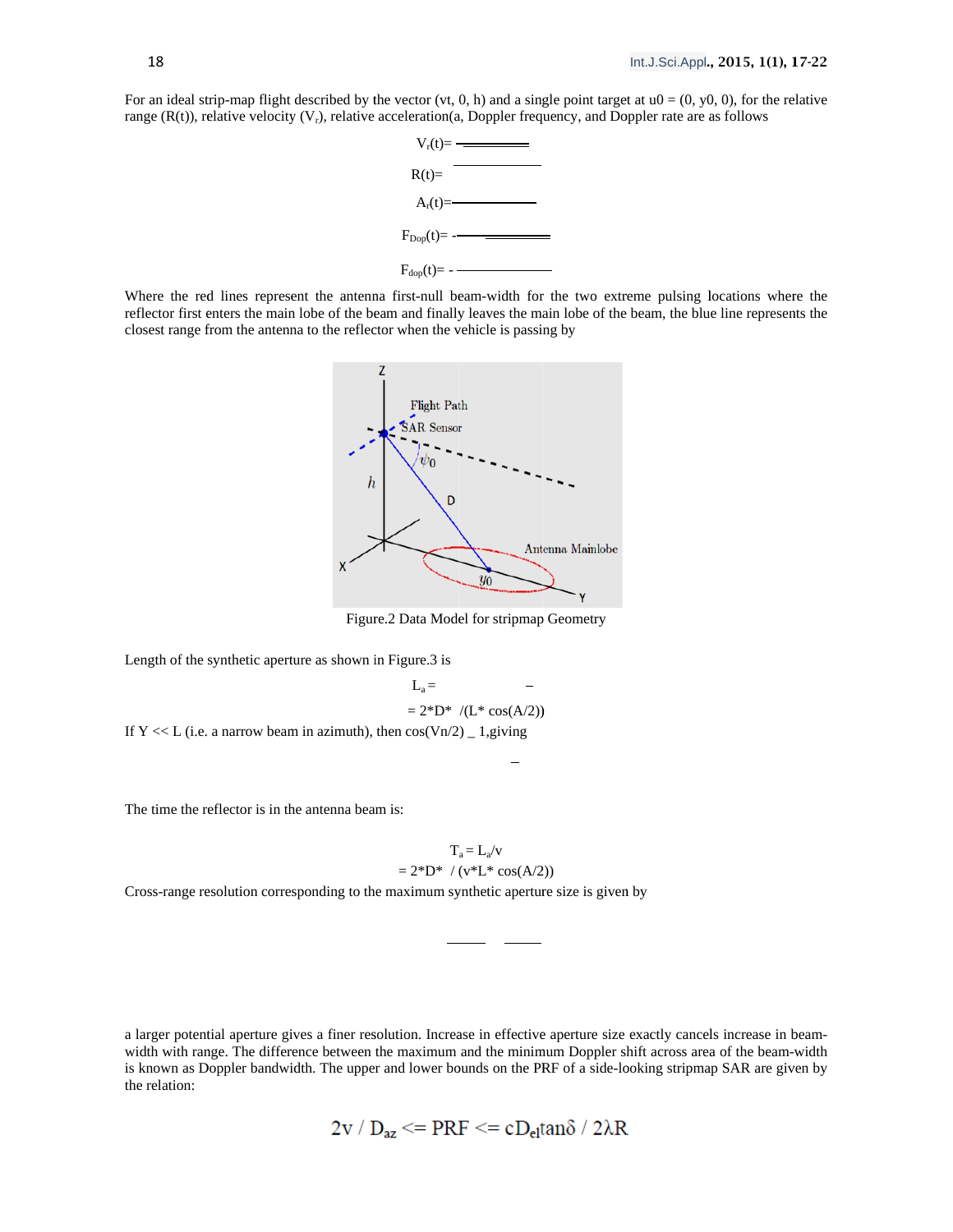For an ideal strip-map flight described by the vector (vt, 0, h) and a single point target at u0 = (0, y0, 0), for the relative range (R(t)), relative velocity ($V_r$), relative acceleration(a, Doppler frequency, and Doppler rate are as follows

$V_r(t)=$

$R(t)=$

$A_r(t)=$

$F_{Dop}(t)=$ -

$F_{dop}(t)=$ -

Where the red lines represent the antenna first-null beam-width for the two extreme pulsing locations where the reflector first enters the main lobe of the beam and finally leaves the main lobe of the beam, the blue line represents the closest range from the antenna to the reflector when the vehicle is passing by

Figure.2 Data Model for stripmap Geometry

Length of the synthetic aperture as shown in Figure.3 is

$L_a =$

= 2*D* /(L* cos(A/2))

If Y << L (i.e. a narrow beam in azimuth), then cos(Vn/2) _ 1,giving

The time the reflector is in the antenna beam is:

$T_a = L_a/v$

= 2*D* / (v*L* cos(A/2))

Cross-range resolution corresponding to the maximum synthetic aperture size is given by

a larger potential aperture gives a finer resolution. Increase in effective aperture size exactly cancels increase in beam-width with range. The difference between the maximum and the minimum Doppler shift across area of the beam-width is known as Doppler bandwidth. The upper and lower bounds on the PRF of a side-looking stripmap SAR are given by the relation:

$$2v / D_{az} <= PRF <= cD_{el}\tan\delta / 2\lambda R$$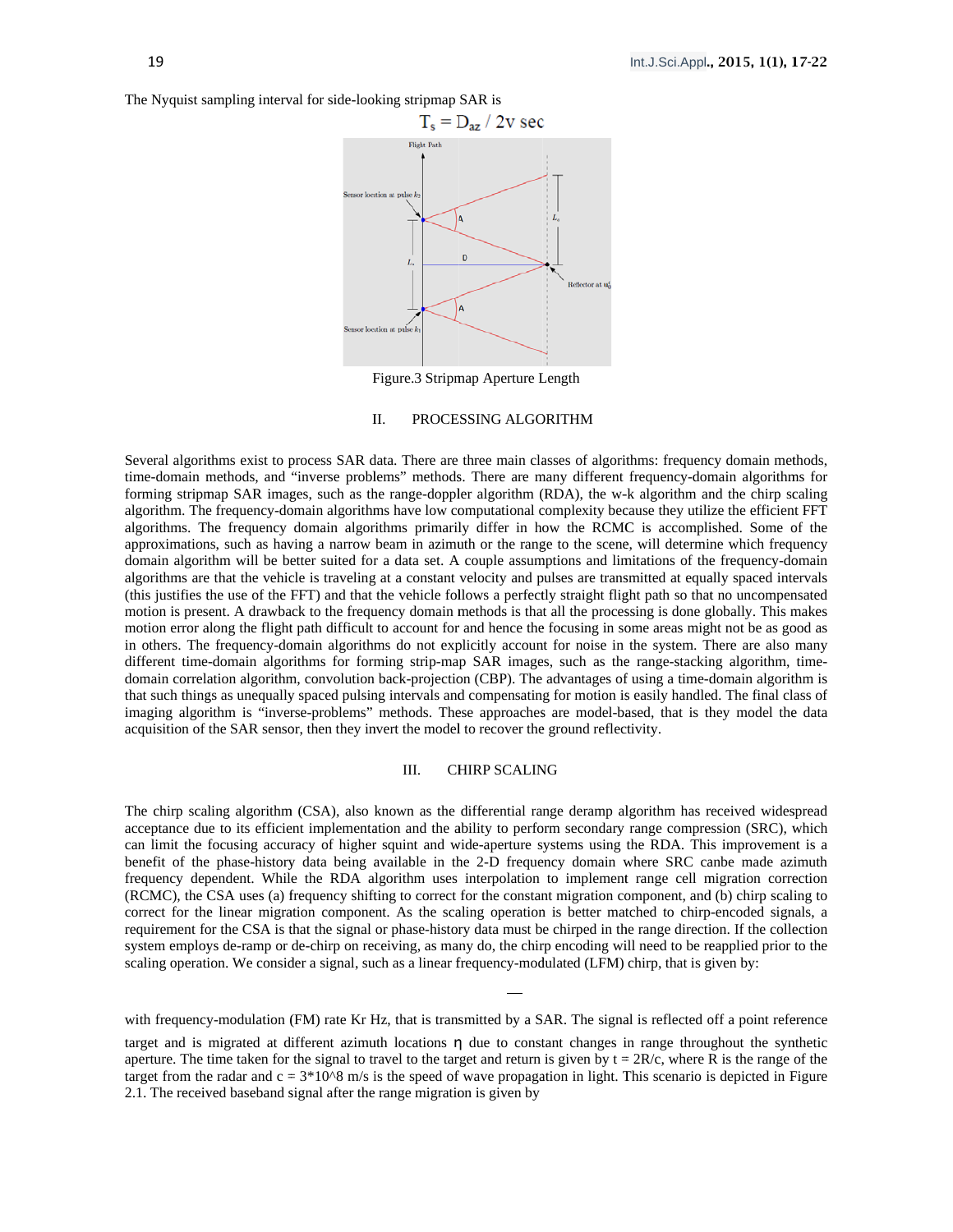The Nyquist sampling interval for side-looking stripmap SAR is

$$T_s = D_{az} / 2v \text{ sec}$$

Figure.3 Stripmap Aperture Length

## II. PROCESSING ALGORITHM

Several algorithms exist to process SAR data. There are three main classes of algorithms: frequency domain methods, time-domain methods, and "inverse problems" methods. There are many different frequency-domain algorithms for forming stripmap SAR images, such as the range-doppler algorithm (RDA), the w-k algorithm and the chirp scaling algorithm. The frequency-domain algorithms have low computational complexity because they utilize the efficient FFT algorithms. The frequency domain algorithms primarily differ in how the RCMC is accomplished. Some of the approximations, such as having a narrow beam in azimuth or the range to the scene, will determine which frequency domain algorithm will be better suited for a data set. A couple assumptions and limitations of the frequency-domain algorithms are that the vehicle is traveling at a constant velocity and pulses are transmitted at equally spaced intervals (this justifies the use of the FFT) and that the vehicle follows a perfectly straight flight path so that no uncompensated motion is present. A drawback to the frequency domain methods is that all the processing is done globally. This makes motion error along the flight path difficult to account for and hence the focusing in some areas might not be as good as in others. The frequency-domain algorithms do not explicitly account for noise in the system. There are also many different time-domain algorithms for forming strip-map SAR images, such as the range-stacking algorithm, time-domain correlation algorithm, convolution back-projection (CBP). The advantages of using a time-domain algorithm is that such things as unequally spaced pulsing intervals and compensating for motion is easily handled. The final class of imaging algorithm is "inverse-problems" methods. These approaches are model-based, that is they model the data acquisition of the SAR sensor, then they invert the model to recover the ground reflectivity.

## III. CHIRP SCALING

The chirp scaling algorithm (CSA), also known as the differential range deramp algorithm has received widespread acceptance due to its efficient implementation and the ability to perform secondary range compression (SRC), which can limit the focusing accuracy of higher squint and wide-aperture systems using the RDA. This improvement is a benefit of the phase-history data being available in the 2-D frequency domain where SRC canbe made azimuth frequency dependent. While the RDA algorithm uses interpolation to implement range cell migration correction (RCMC), the CSA uses (a) frequency shifting to correct for the constant migration component, and (b) chirp scaling to correct for the linear migration component. As the scaling operation is better matched to chirp-encoded signals, a requirement for the CSA is that the signal or phase-history data must be chirped in the range direction. If the collection system employs de-ramp or de-chirp on receiving, as many do, the chirp encoding will need to be reapplied prior to the scaling operation. We consider a signal, such as a linear frequency-modulated (LFM) chirp, that is given by:

with frequency-modulation (FM) rate Kr Hz, that is transmitted by a SAR. The signal is reflected off a point reference target and is migrated at different azimuth locations $\eta$ due to constant changes in range throughout the synthetic aperture. The time taken for the signal to travel to the target and return is given by $t = 2R/c$, where R is the range of the target from the radar and $c = 3*10^8$ m/s is the speed of wave propagation in light. This scenario is depicted in Figure 2.1. The received baseband signal after the range migration is given by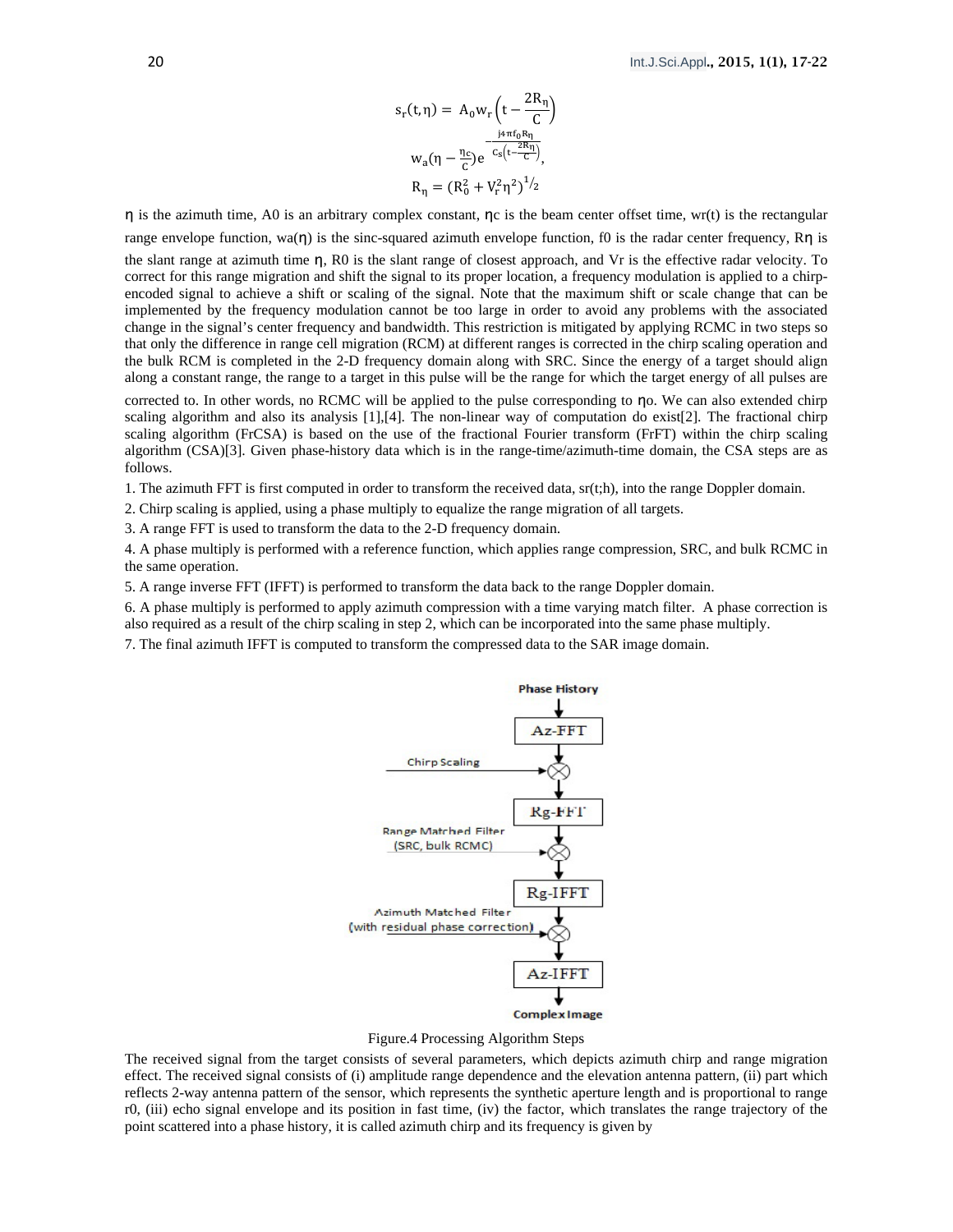$$s_r(t,\eta) = A_0 w_r\left(t - \frac{2R_\eta}{C}\right)$$

$$w_a(\eta - \frac{\eta_c}{c})e^{-\frac{j4\pi f_0 R_\eta}{c_s\left(t-\frac{2R_\eta}{c}\right)}},$$

$$R_\eta = (R_0^2 + V_r^2\eta^2)^{1/2}$$

η is the azimuth time, A0 is an arbitrary complex constant, ηc is the beam center offset time, wr(t) is the rectangular range envelope function, wa(η) is the sinc-squared azimuth envelope function, f0 is the radar center frequency, Rη is the slant range at azimuth time η, R0 is the slant range of closest approach, and Vr is the effective radar velocity. To correct for this range migration and shift the signal to its proper location, a frequency modulation is applied to a chirp-encoded signal to achieve a shift or scaling of the signal. Note that the maximum shift or scale change that can be implemented by the frequency modulation cannot be too large in order to avoid any problems with the associated change in the signal's center frequency and bandwidth. This restriction is mitigated by applying RCMC in two steps so that only the difference in range cell migration (RCM) at different ranges is corrected in the chirp scaling operation and the bulk RCM is completed in the 2-D frequency domain along with SRC. Since the energy of a target should align along a constant range, the range to a target in this pulse will be the range for which the target energy of all pulses are corrected to. In other words, no RCMC will be applied to the pulse corresponding to ηo. We can also extended chirp scaling algorithm and also its analysis [1],[4]. The non-linear way of computation do exist[2]. The fractional chirp scaling algorithm (FrCSA) is based on the use of the fractional Fourier transform (FrFT) within the chirp scaling algorithm (CSA)[3]. Given phase-history data which is in the range-time/azimuth-time domain, the CSA steps are as follows.

1. The azimuth FFT is first computed in order to transform the received data, sr(t;h), into the range Doppler domain.
2. Chirp scaling is applied, using a phase multiply to equalize the range migration of all targets.
3. A range FFT is used to transform the data to the 2-D frequency domain.
4. A phase multiply is performed with a reference function, which applies range compression, SRC, and bulk RCMC in the same operation.
5. A range inverse FFT (IFFT) is performed to transform the data back to the range Doppler domain.
6. A phase multiply is performed to apply azimuth compression with a time varying match filter. A phase correction is also required as a result of the chirp scaling in step 2, which can be incorporated into the same phase multiply.
7. The final azimuth IFFT is computed to transform the compressed data to the SAR image domain.

Phase History → Az-FFT → (Chirp Scaling) ⊗ → Rg-FFT → (Range Matched Filter (SRC, bulk RCMC)) ⊗ → Rg-IFFT → (Azimuth Matched Filter (with residual phase correction)) ⊗ → Az-IFFT → Complex Image

Figure.4 Processing Algorithm Steps

The received signal from the target consists of several parameters, which depicts azimuth chirp and range migration effect. The received signal consists of (i) amplitude range dependence and the elevation antenna pattern, (ii) part which reflects 2-way antenna pattern of the sensor, which represents the synthetic aperture length and is proportional to range r0, (iii) echo signal envelope and its position in fast time, (iv) the factor, which translates the range trajectory of the point scattered into a phase history, it is called azimuth chirp and its frequency is given by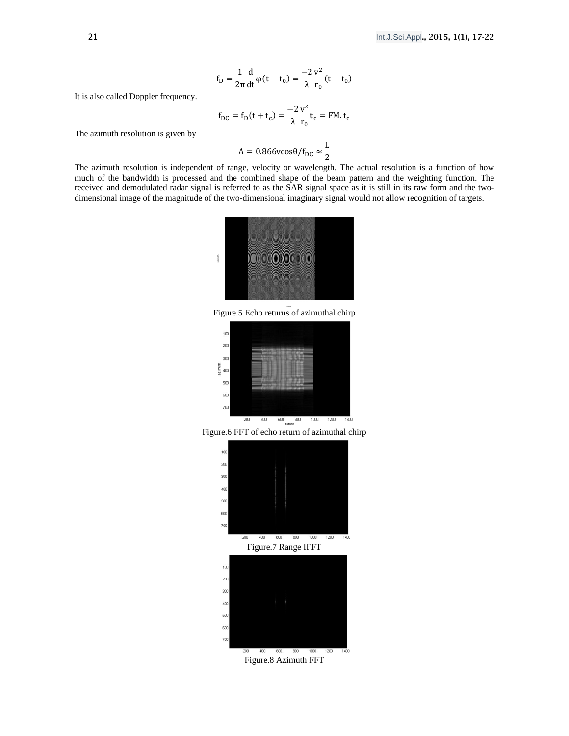$$f_D = \frac{1}{2\pi}\frac{d}{dt}\varphi(t - t_0) = \frac{-2}{\lambda}\frac{v^2}{r_0}(t - t_0)$$

It is also called Doppler frequency.

$$f_{DC} = f_D(t + t_c) = \frac{-2}{\lambda}\frac{v^2}{r_0}t_c = FM.\,t_c$$

The azimuth resolution is given by

$$A = 0.866 v\cos\theta / f_{DC} \approx \frac{L}{2}$$

The azimuth resolution is independent of range, velocity or wavelength. The actual resolution is a function of how much of the bandwidth is processed and the combined shape of the beam pattern and the weighting function. The received and demodulated radar signal is referred to as the SAR signal space as it is still in its raw form and the two-dimensional image of the magnitude of the two-dimensional imaginary signal would not allow recognition of targets.

Figure.5 Echo returns of azimuthal chirp

Figure.6 FFT of echo return of azimuthal chirp

Figure.7 Range IFFT

Figure.8 Azimuth FFT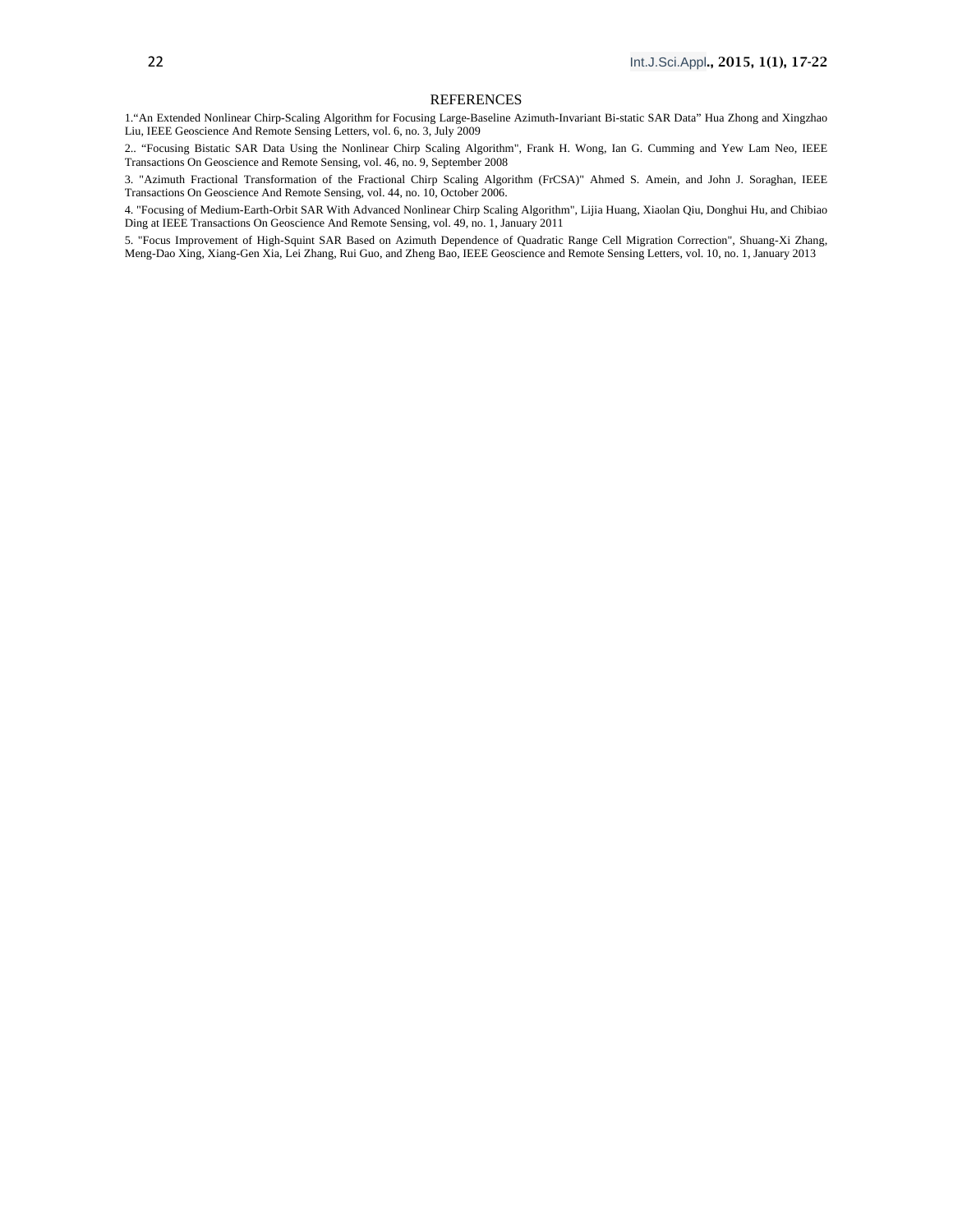## REFERENCES

1.“An Extended Nonlinear Chirp-Scaling Algorithm for Focusing Large-Baseline Azimuth-Invariant Bi-static SAR Data” Hua Zhong and Xingzhao Liu, IEEE Geoscience And Remote Sensing Letters, vol. 6, no. 3, July 2009

2.. “Focusing Bistatic SAR Data Using the Nonlinear Chirp Scaling Algorithm", Frank H. Wong, Ian G. Cumming and Yew Lam Neo, IEEE Transactions On Geoscience and Remote Sensing, vol. 46, no. 9, September 2008

3. "Azimuth Fractional Transformation of the Fractional Chirp Scaling Algorithm (FrCSA)" Ahmed S. Amein, and John J. Soraghan, IEEE Transactions On Geoscience And Remote Sensing, vol. 44, no. 10, October 2006.

4. "Focusing of Medium-Earth-Orbit SAR With Advanced Nonlinear Chirp Scaling Algorithm", Lijia Huang, Xiaolan Qiu, Donghui Hu, and Chibiao Ding at IEEE Transactions On Geoscience And Remote Sensing, vol. 49, no. 1, January 2011

5. "Focus Improvement of High-Squint SAR Based on Azimuth Dependence of Quadratic Range Cell Migration Correction", Shuang-Xi Zhang, Meng-Dao Xing, Xiang-Gen Xia, Lei Zhang, Rui Guo, and Zheng Bao, IEEE Geoscience and Remote Sensing Letters, vol. 10, no. 1, January 2013